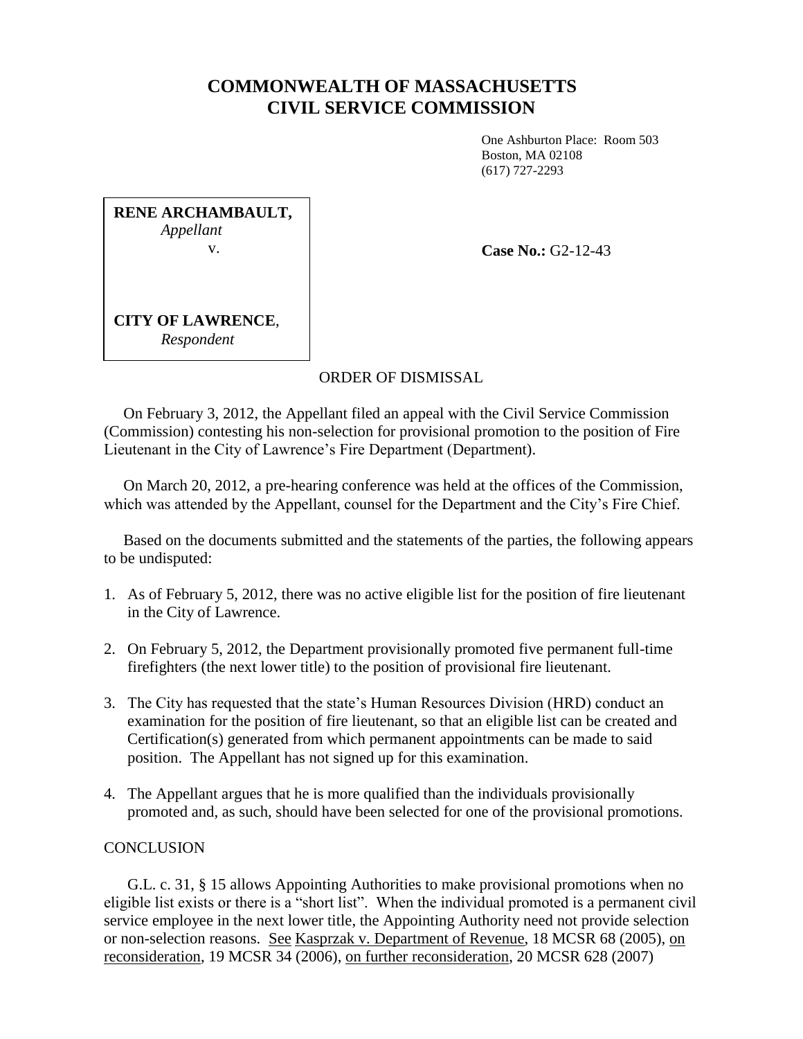# COMMONWEALTH OF MASSACHUSETTS
# CIVIL SERVICE COMMISSION

One Ashburton Place: Room 503
Boston, MA 02108
(617) 727-2293

**RENE ARCHAMBAULT,**
*Appellant*
v.

**CITY OF LAWRENCE**,
*Respondent*

**Case No.:** G2-12-43

ORDER OF DISMISSAL

On February 3, 2012, the Appellant filed an appeal with the Civil Service Commission (Commission) contesting his non-selection for provisional promotion to the position of Fire Lieutenant in the City of Lawrence's Fire Department (Department).

On March 20, 2012, a pre-hearing conference was held at the offices of the Commission, which was attended by the Appellant, counsel for the Department and the City's Fire Chief.

Based on the documents submitted and the statements of the parties, the following appears to be undisputed:

1. As of February 5, 2012, there was no active eligible list for the position of fire lieutenant in the City of Lawrence.
2. On February 5, 2012, the Department provisionally promoted five permanent full-time firefighters (the next lower title) to the position of provisional fire lieutenant.
3. The City has requested that the state's Human Resources Division (HRD) conduct an examination for the position of fire lieutenant, so that an eligible list can be created and Certification(s) generated from which permanent appointments can be made to said position. The Appellant has not signed up for this examination.
4. The Appellant argues that he is more qualified than the individuals provisionally promoted and, as such, should have been selected for one of the provisional promotions.

CONCLUSION

G.L. c. 31, § 15 allows Appointing Authorities to make provisional promotions when no eligible list exists or there is a "short list". When the individual promoted is a permanent civil service employee in the next lower title, the Appointing Authority need not provide selection or non-selection reasons. See Kasprzak v. Department of Revenue, 18 MCSR 68 (2005), on reconsideration, 19 MCSR 34 (2006), on further reconsideration, 20 MCSR 628 (2007)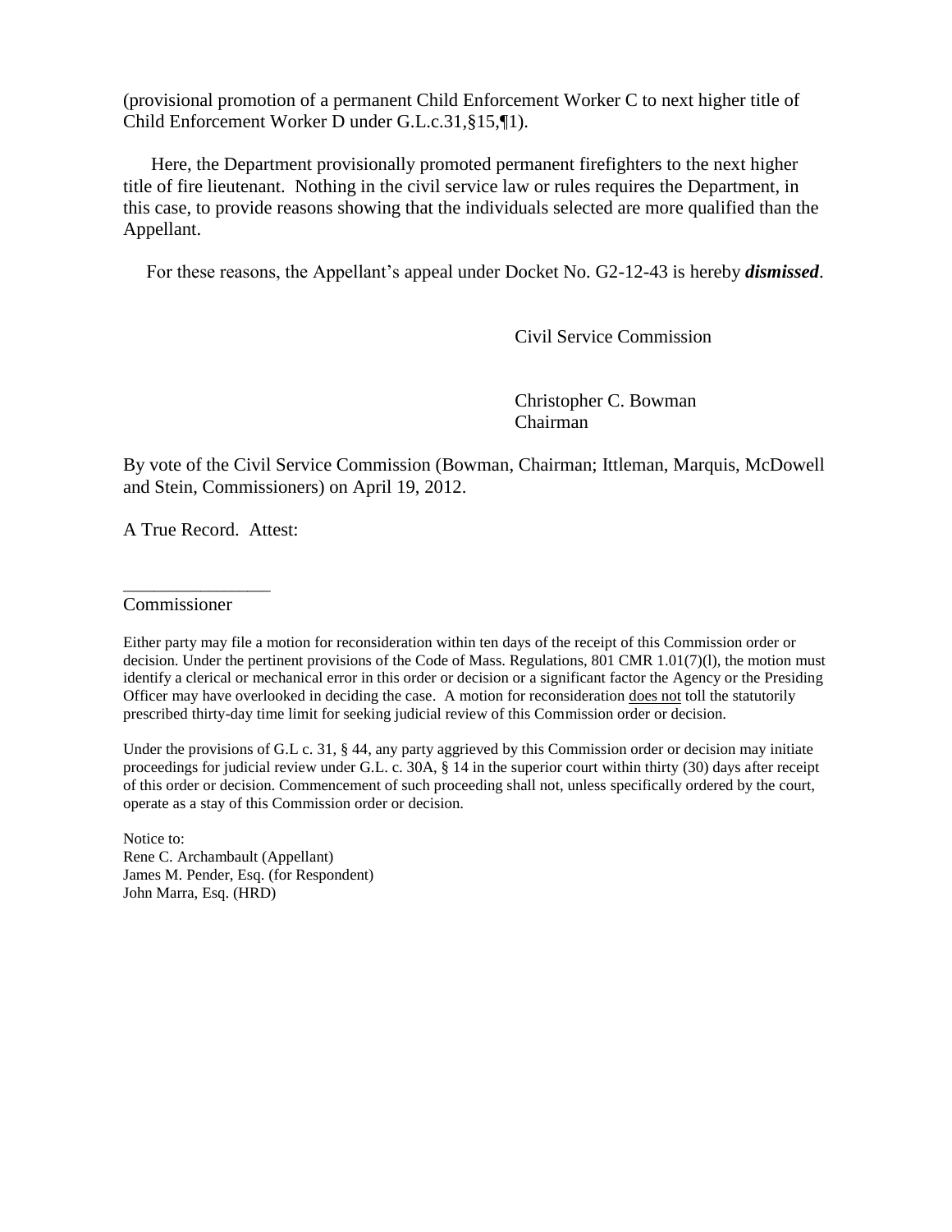(provisional promotion of a permanent Child Enforcement Worker C to next higher title of Child Enforcement Worker D under G.L.c.31,§15,¶1).

Here, the Department provisionally promoted permanent firefighters to the next higher title of fire lieutenant. Nothing in the civil service law or rules requires the Department, in this case, to provide reasons showing that the individuals selected are more qualified than the Appellant.

For these reasons, the Appellant's appeal under Docket No. G2-12-43 is hereby ***dismissed***.

Civil Service Commission

Christopher C. Bowman
Chairman

By vote of the Civil Service Commission (Bowman, Chairman; Ittleman, Marquis, McDowell and Stein, Commissioners) on April 19, 2012.

A True Record. Attest:

\_\_\_\_\_\_\_\_\_\_\_\_\_\_\_\_
Commissioner

Either party may file a motion for reconsideration within ten days of the receipt of this Commission order or decision. Under the pertinent provisions of the Code of Mass. Regulations, 801 CMR 1.01(7)(l), the motion must identify a clerical or mechanical error in this order or decision or a significant factor the Agency or the Presiding Officer may have overlooked in deciding the case. A motion for reconsideration does not toll the statutorily prescribed thirty-day time limit for seeking judicial review of this Commission order or decision.

Under the provisions of G.L c. 31, § 44, any party aggrieved by this Commission order or decision may initiate proceedings for judicial review under G.L. c. 30A, § 14 in the superior court within thirty (30) days after receipt of this order or decision. Commencement of such proceeding shall not, unless specifically ordered by the court, operate as a stay of this Commission order or decision.

Notice to:
Rene C. Archambault (Appellant)
James M. Pender, Esq. (for Respondent)
John Marra, Esq. (HRD)